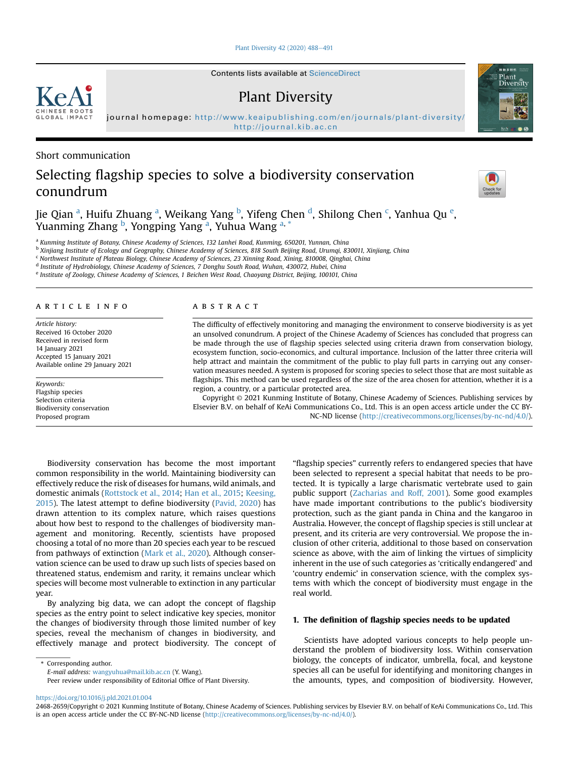Short communication

# Selecting flagship species to solve a biodiversity conservation conundrum

Jie Qian [a], Huifu Zhuang [a], Weikang Yang [b], Yifeng Chen [d], Shilong Chen [c], Yanhua Qu [e], Yuanming Zhang [b], Yongping Yang [a], Yuhua Wang [a,*]

[a] Kunming Institute of Botany, Chinese Academy of Sciences, 132 Lanhei Road, Kunming, 650201, Yunnan, China
[b] Xinjiang Institute of Ecology and Geography, Chinese Academy of Sciences, 818 South Beijing Road, Urumqi, 830011, Xinjiang, China
[c] Northwest Institute of Plateau Biology, Chinese Academy of Sciences, 23 Xinning Road, Xining, 810008, Qinghai, China
[d] Institute of Hydrobiology, Chinese Academy of Sciences, 7 Donghu South Road, Wuhan, 430072, Hubei, China
[e] Institute of Zoology, Chinese Academy of Sciences, 1 Beichen West Road, Chaoyang District, Beijing, 100101, China

**ARTICLE INFO**

*Article history:*
Received 16 October 2020
Received in revised form
14 January 2021
Accepted 15 January 2021
Available online 29 January 2021

*Keywords:*
Flagship species
Selection criteria
Biodiversity conservation
Proposed program

**ABSTRACT**

The difficulty of effectively monitoring and managing the environment to conserve biodiversity is as yet an unsolved conundrum. A project of the Chinese Academy of Sciences has concluded that progress can be made through the use of flagship species selected using criteria drawn from conservation biology, ecosystem function, socio-economics, and cultural importance. Inclusion of the latter three criteria will help attract and maintain the commitment of the public to play full parts in carrying out any conservation measures needed. A system is proposed for scoring species to select those that are most suitable as flagships. This method can be used regardless of the size of the area chosen for attention, whether it is a region, a country, or a particular protected area.

Copyright © 2021 Kunming Institute of Botany, Chinese Academy of Sciences. Publishing services by Elsevier B.V. on behalf of KeAi Communications Co., Ltd. This is an open access article under the CC BY-NC-ND license (http://creativecommons.org/licenses/by-nc-nd/4.0/).

Biodiversity conservation has become the most important common responsibility in the world. Maintaining biodiversity can effectively reduce the risk of diseases for humans, wild animals, and domestic animals (Rottstock et al., 2014; Han et al., 2015; Keesing, 2015). The latest attempt to define biodiversity (Pavid, 2020) has drawn attention to its complex nature, which raises questions about how best to respond to the challenges of biodiversity management and monitoring. Recently, scientists have proposed choosing a total of no more than 20 species each year to be rescued from pathways of extinction (Mark et al., 2020). Although conservation science can be used to draw up such lists of species based on threatened status, endemism and rarity, it remains unclear which species will become most vulnerable to extinction in any particular year.

By analyzing big data, we can adopt the concept of flagship species as the entry point to select indicative key species, monitor the changes of biodiversity through those limited number of key species, reveal the mechanism of changes in biodiversity, and effectively manage and protect biodiversity. The concept of "flagship species" currently refers to endangered species that have been selected to represent a special habitat that needs to be protected. It is typically a large charismatic vertebrate used to gain public support (Zacharias and Roff, 2001). Some good examples have made important contributions to the public's biodiversity protection, such as the giant panda in China and the kangaroo in Australia. However, the concept of flagship species is still unclear at present, and its criteria are very controversial. We propose the inclusion of other criteria, additional to those based on conservation science as above, with the aim of linking the virtues of simplicity inherent in the use of such categories as 'critically endangered' and 'country endemic' in conservation science, with the complex systems with which the concept of biodiversity must engage in the real world.

## 1. The definition of flagship species needs to be updated

Scientists have adopted various concepts to help people understand the problem of biodiversity loss. Within conservation biology, the concepts of indicator, umbrella, focal, and keystone species all can be useful for identifying and monitoring changes in the amounts, types, and composition of biodiversity. However,

\* Corresponding author.
*E-mail address:* wangyuhua@mail.kib.ac.cn (Y. Wang).
Peer review under responsibility of Editorial Office of Plant Diversity.

https://doi.org/10.1016/j.pld.2021.01.004
2468-2659/Copyright © 2021 Kunming Institute of Botany, Chinese Academy of Sciences. Publishing services by Elsevier B.V. on behalf of KeAi Communications Co., Ltd. This is an open access article under the CC BY-NC-ND license (http://creativecommons.org/licenses/by-nc-nd/4.0/).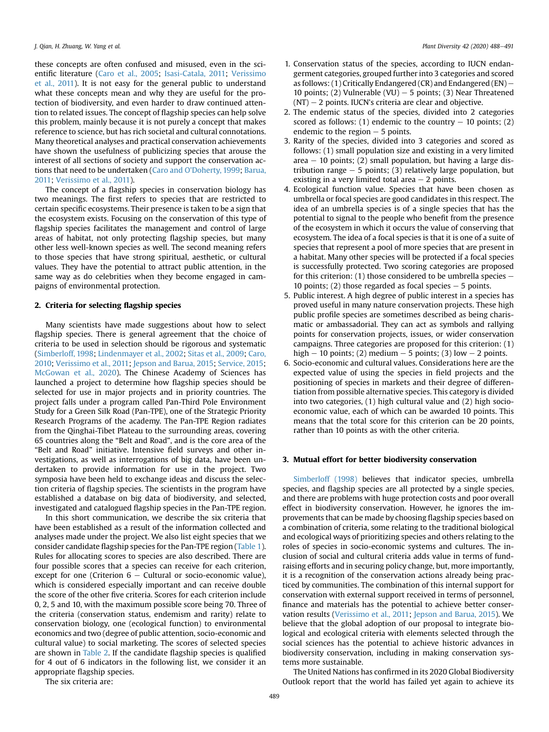these concepts are often confused and misused, even in the scientific literature (Caro et al., 2005; Isasi-Catala, 2011; Verissimo et al., 2011). It is not easy for the general public to understand what these concepts mean and why they are useful for the protection of biodiversity, and even harder to draw continued attention to related issues. The concept of flagship species can help solve this problem, mainly because it is not purely a concept that makes reference to science, but has rich societal and cultural connotations. Many theoretical analyses and practical conservation achievements have shown the usefulness of publicizing species that arouse the interest of all sections of society and support the conservation actions that need to be undertaken (Caro and O'Doherty, 1999; Barua, 2011; Verissimo et al., 2011).

The concept of a flagship species in conservation biology has two meanings. The first refers to species that are restricted to certain specific ecosystems. Their presence is taken to be a sign that the ecosystem exists. Focusing on the conservation of this type of flagship species facilitates the management and control of large areas of habitat, not only protecting flagship species, but many other less well-known species as well. The second meaning refers to those species that have strong spiritual, aesthetic, or cultural values. They have the potential to attract public attention, in the same way as do celebrities when they become engaged in campaigns of environmental protection.

## 2. Criteria for selecting flagship species

Many scientists have made suggestions about how to select flagship species. There is general agreement that the choice of criteria to be used in selection should be rigorous and systematic (Simberloff, 1998; Lindenmayer et al., 2002; Sitas et al., 2009; Caro, 2010; Verissimo et al., 2011; Jepson and Barua, 2015; Service, 2015; McGowan et al., 2020). The Chinese Academy of Sciences has launched a project to determine how flagship species should be selected for use in major projects and in priority countries. The project falls under a program called Pan-Third Pole Environment Study for a Green Silk Road (Pan-TPE), one of the Strategic Priority Research Programs of the academy. The Pan-TPE Region radiates from the Qinghai-Tibet Plateau to the surrounding areas, covering 65 countries along the "Belt and Road", and is the core area of the "Belt and Road" initiative. Intensive field surveys and other investigations, as well as interrogations of big data, have been undertaken to provide information for use in the project. Two symposia have been held to exchange ideas and discuss the selection criteria of flagship species. The scientists in the program have established a database on big data of biodiversity, and selected, investigated and catalogued flagship species in the Pan-TPE region.

In this short communication, we describe the six criteria that have been established as a result of the information collected and analyses made under the project. We also list eight species that we consider candidate flagship species for the Pan-TPE region (Table 1). Rules for allocating scores to species are also described. There are four possible scores that a species can receive for each criterion, except for one (Criterion 6 − Cultural or socio-economic value), which is considered especially important and can receive double the score of the other five criteria. Scores for each criterion include 0, 2, 5 and 10, with the maximum possible score being 70. Three of the criteria (conservation status, endemism and rarity) relate to conservation biology, one (ecological function) to environmental economics and two (degree of public attention, socio-economic and cultural value) to social marketing. The scores of selected species are shown in Table 2. If the candidate flagship species is qualified for 4 out of 6 indicators in the following list, we consider it an appropriate flagship species.

The six criteria are:

1. Conservation status of the species, according to IUCN endangerment categories, grouped further into 3 categories and scored as follows: (1) Critically Endangered (CR) and Endangered (EN) − 10 points; (2) Vulnerable (VU) − 5 points; (3) Near Threatened (NT) − 2 points. IUCN's criteria are clear and objective.
2. The endemic status of the species, divided into 2 categories scored as follows: (1) endemic to the country − 10 points; (2) endemic to the region − 5 points.
3. Rarity of the species, divided into 3 categories and scored as follows: (1) small population size and existing in a very limited area − 10 points; (2) small population, but having a large distribution range − 5 points; (3) relatively large population, but existing in a very limited total area − 2 points.
4. Ecological function value. Species that have been chosen as umbrella or focal species are good candidates in this respect. The idea of an umbrella species is of a single species that has the potential to signal to the people who benefit from the presence of the ecosystem in which it occurs the value of conserving that ecosystem. The idea of a focal species is that it is one of a suite of species that represent a pool of more species that are present in a habitat. Many other species will be protected if a focal species is successfully protected. Two scoring categories are proposed for this criterion: (1) those considered to be umbrella species − 10 points; (2) those regarded as focal species − 5 points.
5. Public interest. A high degree of public interest in a species has proved useful in many nature conservation projects. These high public profile species are sometimes described as being charismatic or ambassadorial. They can act as symbols and rallying points for conservation projects, issues, or wider conservation campaigns. Three categories are proposed for this criterion: (1) high − 10 points; (2) medium − 5 points; (3) low − 2 points.
6. Socio-economic and cultural values. Considerations here are the expected value of using the species in field projects and the positioning of species in markets and their degree of differentiation from possible alternative species. This category is divided into two categories, (1) high cultural value and (2) high socio-economic value, each of which can be awarded 10 points. This means that the total score for this criterion can be 20 points, rather than 10 points as with the other criteria.

## 3. Mutual effort for better biodiversity conservation

Simberloff (1998) believes that indicator species, umbrella species, and flagship species are all protected by a single species, and there are problems with huge protection costs and poor overall effect in biodiversity conservation. However, he ignores the improvements that can be made by choosing flagship species based on a combination of criteria, some relating to the traditional biological and ecological ways of prioritizing species and others relating to the roles of species in socio-economic systems and cultures. The inclusion of social and cultural criteria adds value in terms of fundraising efforts and in securing policy change, but, more importantly, it is a recognition of the conservation actions already being practiced by communities. The combination of this internal support for conservation with external support received in terms of personnel, finance and materials has the potential to achieve better conservation results (Verissimo et al., 2011; Jepson and Barua, 2015). We believe that the global adoption of our proposal to integrate biological and ecological criteria with elements selected through the social sciences has the potential to achieve historic advances in biodiversity conservation, including in making conservation systems more sustainable.

The United Nations has confirmed in its 2020 Global Biodiversity Outlook report that the world has failed yet again to achieve its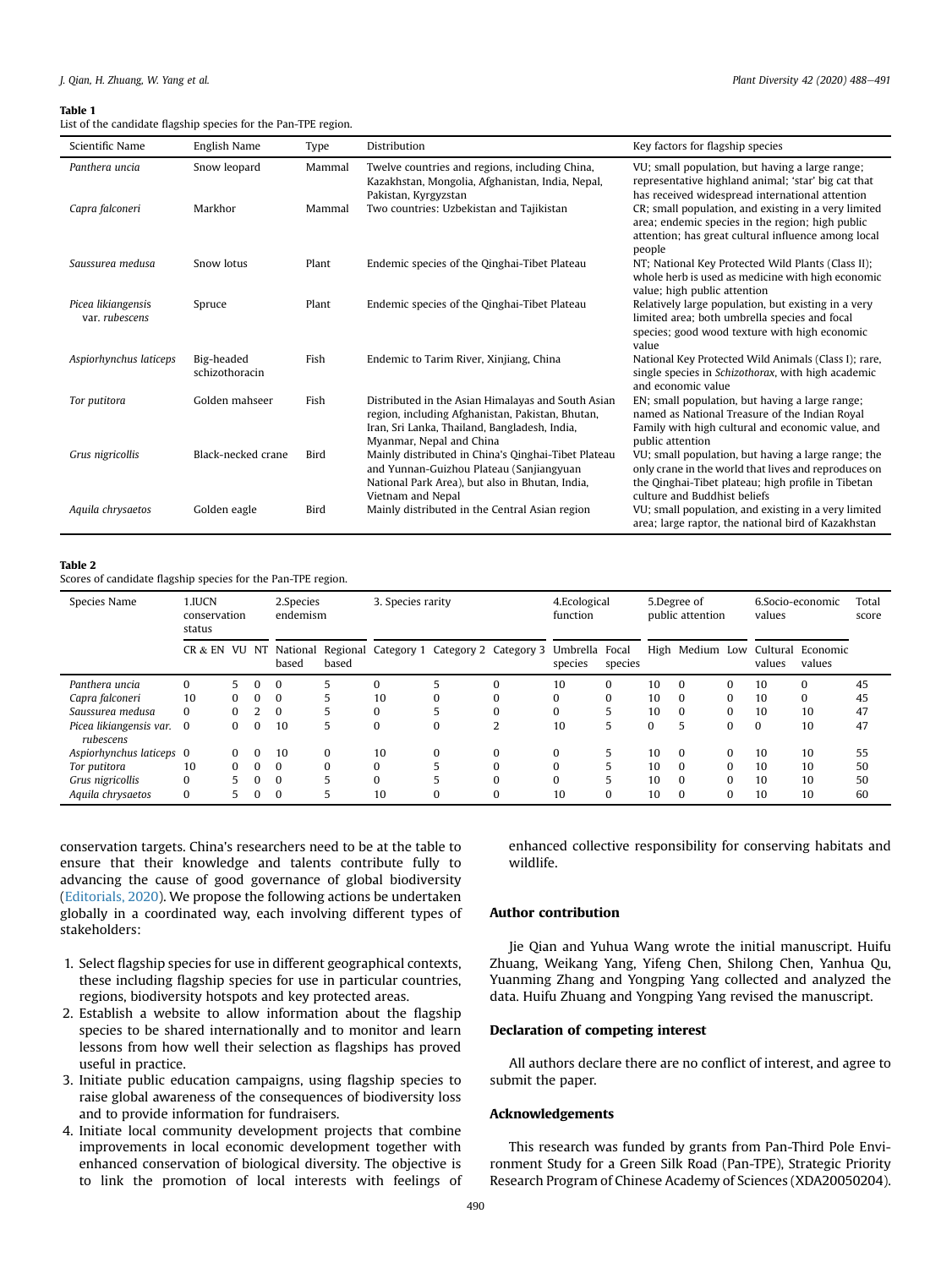**Table 1**
List of the candidate flagship species for the Pan-TPE region.

| Scientific Name | English Name | Type | Distribution | Key factors for flagship species |
|---|---|---|---|---|
| *Panthera uncia* | Snow leopard | Mammal | Twelve countries and regions, including China, Kazakhstan, Mongolia, Afghanistan, India, Nepal, Pakistan, Kyrgyzstan | VU; small population, but having a large range; representative highland animal; 'star' big cat that has received widespread international attention |
| *Capra falconeri* | Markhor | Mammal | Two countries: Uzbekistan and Tajikistan | CR; small population, and existing in a very limited area; endemic species in the region; high public attention; has great cultural influence among local people |
| *Saussurea medusa* | Snow lotus | Plant | Endemic species of the Qinghai-Tibet Plateau | NT; National Key Protected Wild Plants (Class II); whole herb is used as medicine with high economic value; high public attention |
| *Picea likiangensis* var. *rubescens* | Spruce | Plant | Endemic species of the Qinghai-Tibet Plateau | Relatively large population, but existing in a very limited area; both umbrella species and focal species; good wood texture with high economic value |
| *Aspiorhynchus laticeps* | Big-headed schizothoracin | Fish | Endemic to Tarim River, Xinjiang, China | National Key Protected Wild Animals (Class I); rare, single species in *Schizothorax*, with high academic and economic value |
| *Tor putitora* | Golden mahseer | Fish | Distributed in the Asian Himalayas and South Asian region, including Afghanistan, Pakistan, Bhutan, Iran, Sri Lanka, Thailand, Bangladesh, India, Myanmar, Nepal and China | EN; small population, but having a large range; named as National Treasure of the Indian Royal Family with high cultural and economic value, and public attention |
| *Grus nigricollis* | Black-necked crane | Bird | Mainly distributed in China's Qinghai-Tibet Plateau and Yunnan-Guizhou Plateau (Sanjiangyuan National Park Area), but also in Bhutan, India, Vietnam and Nepal | VU; small population, but having a large range; the only crane in the world that lives and reproduces on the Qinghai-Tibet plateau; high profile in Tibetan culture and Buddhist beliefs |
| *Aquila chrysaetos* | Golden eagle | Bird | Mainly distributed in the Central Asian region | VU; small population, and existing in a very limited area; large raptor, the national bird of Kazakhstan |

**Table 2**
Scores of candidate flagship species for the Pan-TPE region.

| Species Name | 1.IUCN conservation status | | | 2.Species endemism | | 3. Species rarity | | | 4.Ecological function | | 5.Degree of public attention | | | 6.Socio-economic values | | Total score |
|---|---|---|---|---|---|---|---|---|---|---|---|---|---|---|---|---|
| | CR & EN | VU | NT | National based | Regional based | Category 1 | Category 2 | Category 3 | Umbrella species | Focal species | High | Medium | Low | Cultural values | Economic values | |
| *Panthera uncia* | 0 | 5 | 0 | 0 | 5 | 0 | 5 | 0 | 10 | 0 | 10 | 0 | 0 | 10 | 0 | 45 |
| *Capra falconeri* | 10 | 0 | 0 | 0 | 5 | 10 | 0 | 0 | 0 | 0 | 10 | 0 | 0 | 10 | 0 | 45 |
| *Saussurea medusa* | 0 | 0 | 2 | 0 | 5 | 0 | 5 | 0 | 0 | 5 | 10 | 0 | 0 | 10 | 10 | 47 |
| *Picea likiangensis* var. *rubescens* | 0 | 0 | 0 | 10 | 5 | 0 | 0 | 2 | 10 | 5 | 0 | 5 | 0 | 0 | 10 | 47 |
| *Aspiorhynchus laticeps* | 0 | 0 | 0 | 10 | 0 | 10 | 0 | 0 | 0 | 5 | 10 | 0 | 0 | 10 | 10 | 55 |
| *Tor putitora* | 10 | 0 | 0 | 0 | 0 | 0 | 5 | 0 | 0 | 5 | 10 | 0 | 0 | 10 | 10 | 50 |
| *Grus nigricollis* | 0 | 5 | 0 | 0 | 5 | 0 | 5 | 0 | 0 | 5 | 10 | 0 | 0 | 10 | 10 | 50 |
| *Aquila chrysaetos* | 0 | 5 | 0 | 0 | 5 | 10 | 0 | 0 | 10 | 0 | 10 | 0 | 0 | 10 | 10 | 60 |

conservation targets. China's researchers need to be at the table to ensure that their knowledge and talents contribute fully to advancing the cause of good governance of global biodiversity (Editorials, 2020). We propose the following actions be undertaken globally in a coordinated way, each involving different types of stakeholders:

1. Select flagship species for use in different geographical contexts, these including flagship species for use in particular countries, regions, biodiversity hotspots and key protected areas.
2. Establish a website to allow information about the flagship species to be shared internationally and to monitor and learn lessons from how well their selection as flagships has proved useful in practice.
3. Initiate public education campaigns, using flagship species to raise global awareness of the consequences of biodiversity loss and to provide information for fundraisers.
4. Initiate local community development projects that combine improvements in local economic development together with enhanced conservation of biological diversity. The objective is to link the promotion of local interests with feelings of enhanced collective responsibility for conserving habitats and wildlife.

## Author contribution

Jie Qian and Yuhua Wang wrote the initial manuscript. Huifu Zhuang, Weikang Yang, Yifeng Chen, Shilong Chen, Yanhua Qu, Yuanming Zhang and Yongping Yang collected and analyzed the data. Huifu Zhuang and Yongping Yang revised the manuscript.

## Declaration of competing interest

All authors declare there are no conflict of interest, and agree to submit the paper.

## Acknowledgements

This research was funded by grants from Pan-Third Pole Environment Study for a Green Silk Road (Pan-TPE), Strategic Priority Research Program of Chinese Academy of Sciences (XDA20050204).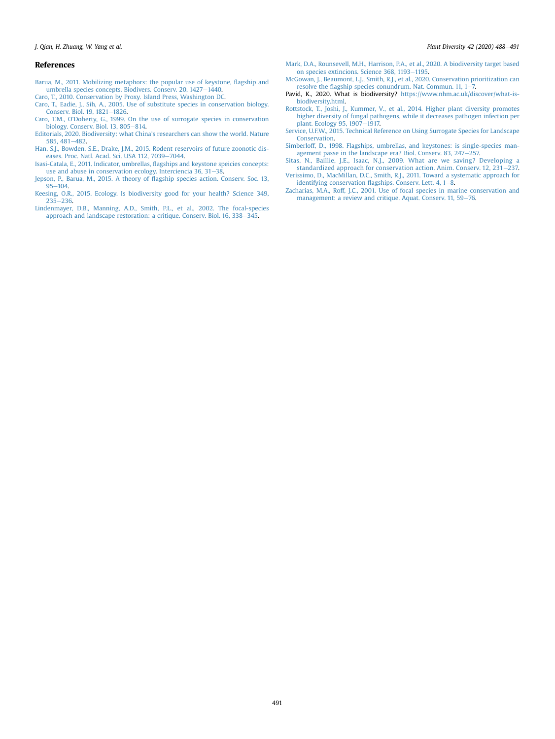## References

Barua, M., 2011. Mobilizing metaphors: the popular use of keystone, flagship and umbrella species concepts. Biodivers. Conserv. 20, 1427–1440.

Caro, T., 2010. Conservation by Proxy. Island Press, Washington DC.

Caro, T., Eadie, J., Sih, A., 2005. Use of substitute species in conservation biology. Conserv. Biol. 19, 1821–1826.

Caro, T.M., O'Doherty, G., 1999. On the use of surrogate species in conservation biology. Conserv. Biol. 13, 805–814.

Editorials, 2020. Biodiversity: what China's researchers can show the world. Nature 585, 481–482.

Han, S.J., Bowden, S.E., Drake, J.M., 2015. Rodent reservoirs of future zoonotic diseases. Proc. Natl. Acad. Sci. USA 112, 7039–7044.

Isasi-Catala, E., 2011. Indicator, umbrellas, flagships and keystone speicies concepts: use and abuse in conservation ecology. Interciencia 36, 31–38.

Jepson, P., Barua, M., 2015. A theory of flagship species action. Conserv. Soc. 13, 95–104.

Keesing, O.R., 2015. Ecology. Is biodiversity good for your health? Science 349, 235–236.

Lindenmayer, D.B., Manning, A.D., Smith, P.L., et al., 2002. The focal-species approach and landscape restoration: a critique. Conserv. Biol. 16, 338–345.

Mark, D.A., Rounsevell, M.H., Harrison, P.A., et al., 2020. A biodiversity target based on species extincions. Science 368, 1193–1195.

McGowan, J., Beaumont, L.J., Smith, R.J., et al., 2020. Conservation prioritization can resolve the flagship species conundrum. Nat. Commun. 11, 1–7.

Pavid, K., 2020. What is biodiversity? https://www.nhm.ac.uk/discover/what-is-biodiversity.html.

Rottstock, T., Joshi, J., Kummer, V., et al., 2014. Higher plant diversity promotes higher diversity of fungal pathogens, while it decreases pathogen infection per plant. Ecology 95, 1907–1917.

Service, U.F.W., 2015. Technical Reference on Using Surrogate Species for Landscape Conservation.

Simberloff, D., 1998. Flagships, umbrellas, and keystones: is single-species management passe in the landscape era? Biol. Conserv. 83, 247–257.

Sitas, N., Baillie, J.E., Isaac, N.J., 2009. What are we saving? Developing a standardized approach for conservation action. Anim. Conserv. 12, 231–237.

Verissimo, D., MacMillan, D.C., Smith, R.J., 2011. Toward a systematic approach for identifying conservation flagships. Conserv. Lett. 4, 1–8.

Zacharias, M.A., Roff, J.C., 2001. Use of focal species in marine conservation and management: a review and critique. Aquat. Conserv. 11, 59–76.